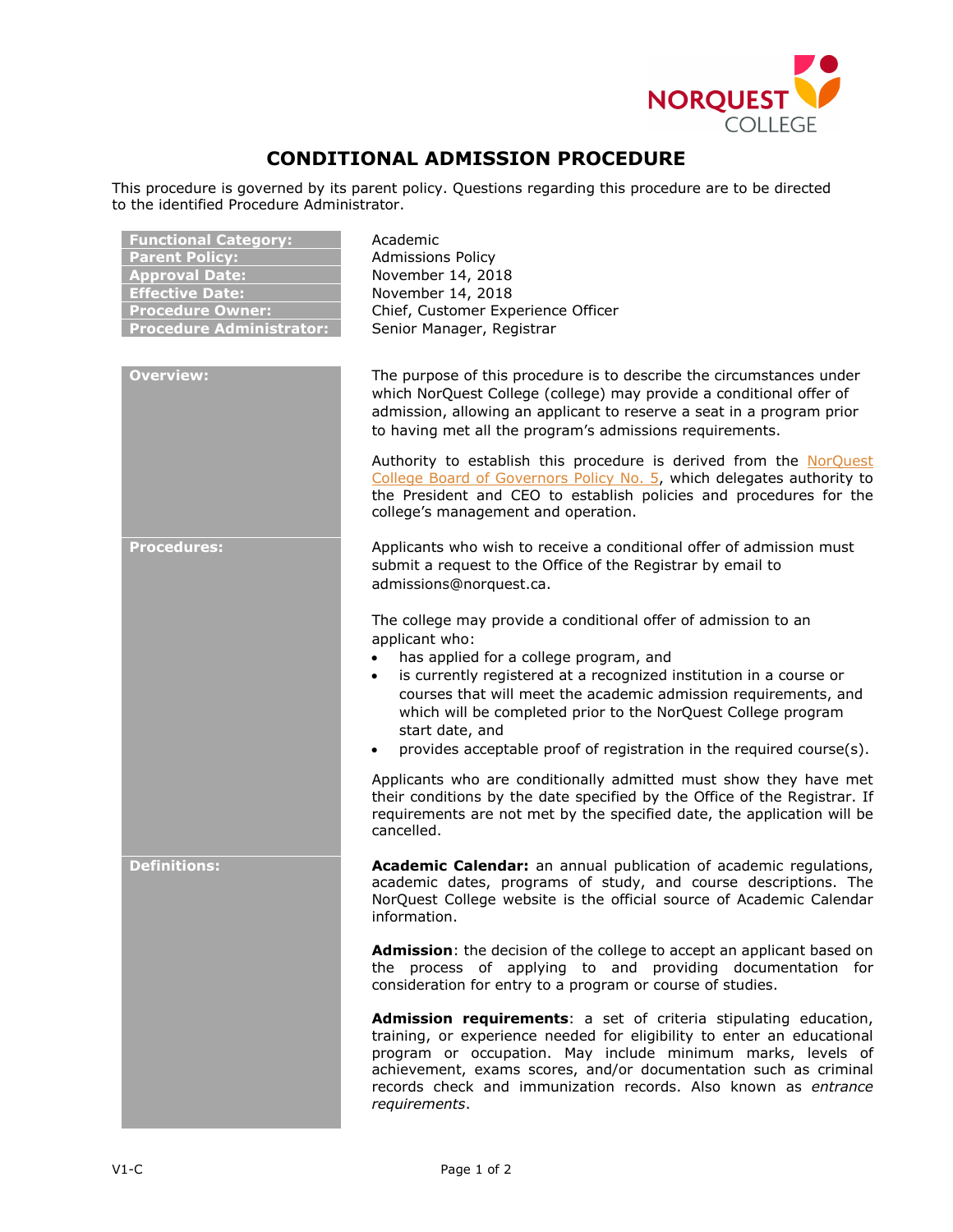# CONDITIONAL ADMISSION PROCEDURE

This procedure is governed by its parent policy. Questions regarding this procedure are to be directed to the identified Procedure Administrator.

| | |
|---|---|
| **Functional Category:** | Academic |
| **Parent Policy:** | Admissions Policy |
| **Approval Date:** | November 14, 2018 |
| **Effective Date:** | November 14, 2018 |
| **Procedure Owner:** | Chief, Customer Experience Officer |
| **Procedure Administrator:** | Senior Manager, Registrar |

## Overview:

The purpose of this procedure is to describe the circumstances under which NorQuest College (college) may provide a conditional offer of admission, allowing an applicant to reserve a seat in a program prior to having met all the program's admissions requirements.

Authority to establish this procedure is derived from the NorQuest College Board of Governors Policy No. 5, which delegates authority to the President and CEO to establish policies and procedures for the college's management and operation.

## Procedures:

Applicants who wish to receive a conditional offer of admission must submit a request to the Office of the Registrar by email to admissions@norquest.ca.

The college may provide a conditional offer of admission to an applicant who:

- has applied for a college program, and
- is currently registered at a recognized institution in a course or courses that will meet the academic admission requirements, and which will be completed prior to the NorQuest College program start date, and
- provides acceptable proof of registration in the required course(s).

Applicants who are conditionally admitted must show they have met their conditions by the date specified by the Office of the Registrar. If requirements are not met by the specified date, the application will be cancelled.

## Definitions:

**Academic Calendar:** an annual publication of academic regulations, academic dates, programs of study, and course descriptions. The NorQuest College website is the official source of Academic Calendar information.

**Admission**: the decision of the college to accept an applicant based on the process of applying to and providing documentation for consideration for entry to a program or course of studies.

**Admission requirements**: a set of criteria stipulating education, training, or experience needed for eligibility to enter an educational program or occupation. May include minimum marks, levels of achievement, exams scores, and/or documentation such as criminal records check and immunization records. Also known as *entrance requirements*.

V1-C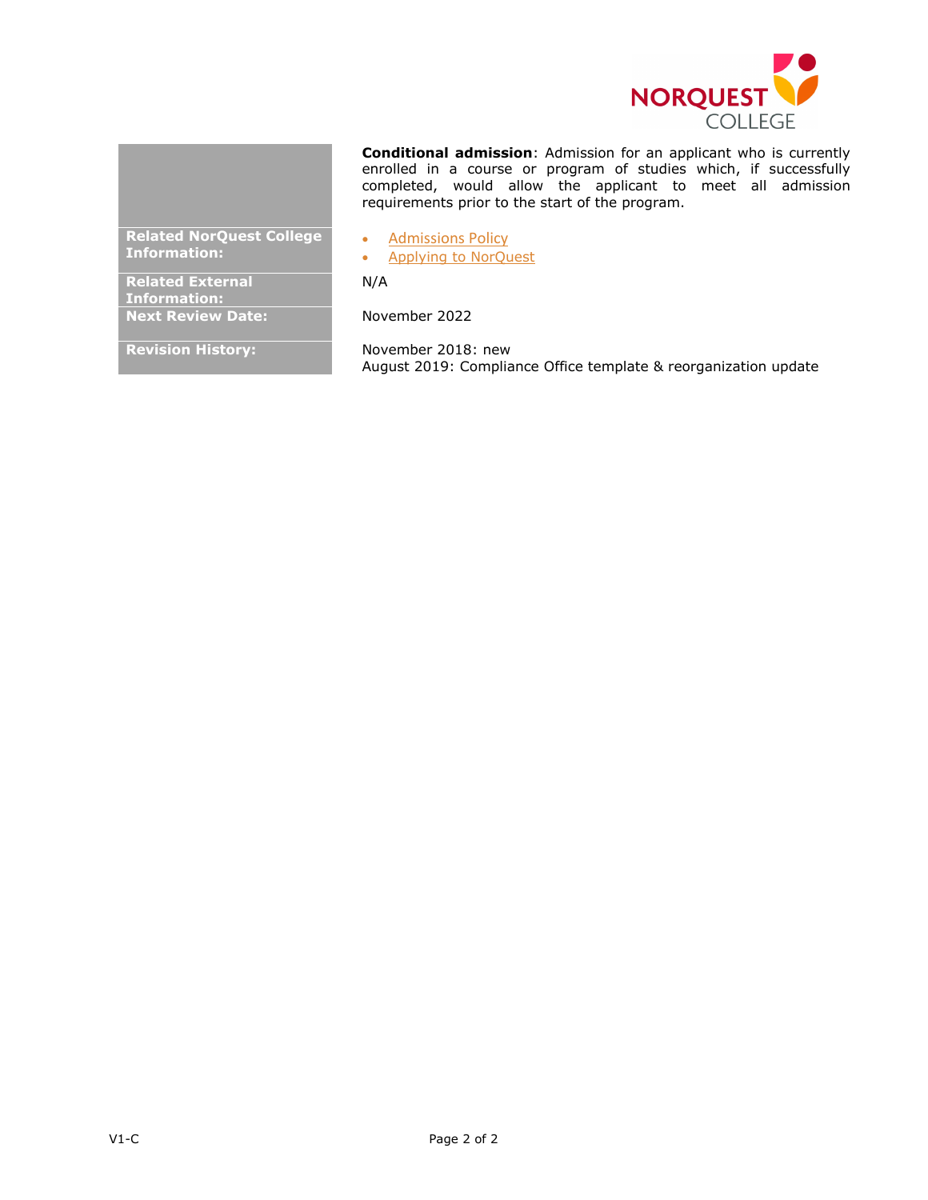| | |
|---|---|
| | **Conditional admission**: Admission for an applicant who is currently enrolled in a course or program of studies which, if successfully completed, would allow the applicant to meet all admission requirements prior to the start of the program. |
| **Related NorQuest College Information:** | • Admissions Policy<br>• Applying to NorQuest |
| **Related External Information:** | N/A |
| **Next Review Date:** | November 2022 |
| **Revision History:** | November 2018: new<br>August 2019: Compliance Office template & reorganization update |

V1-C